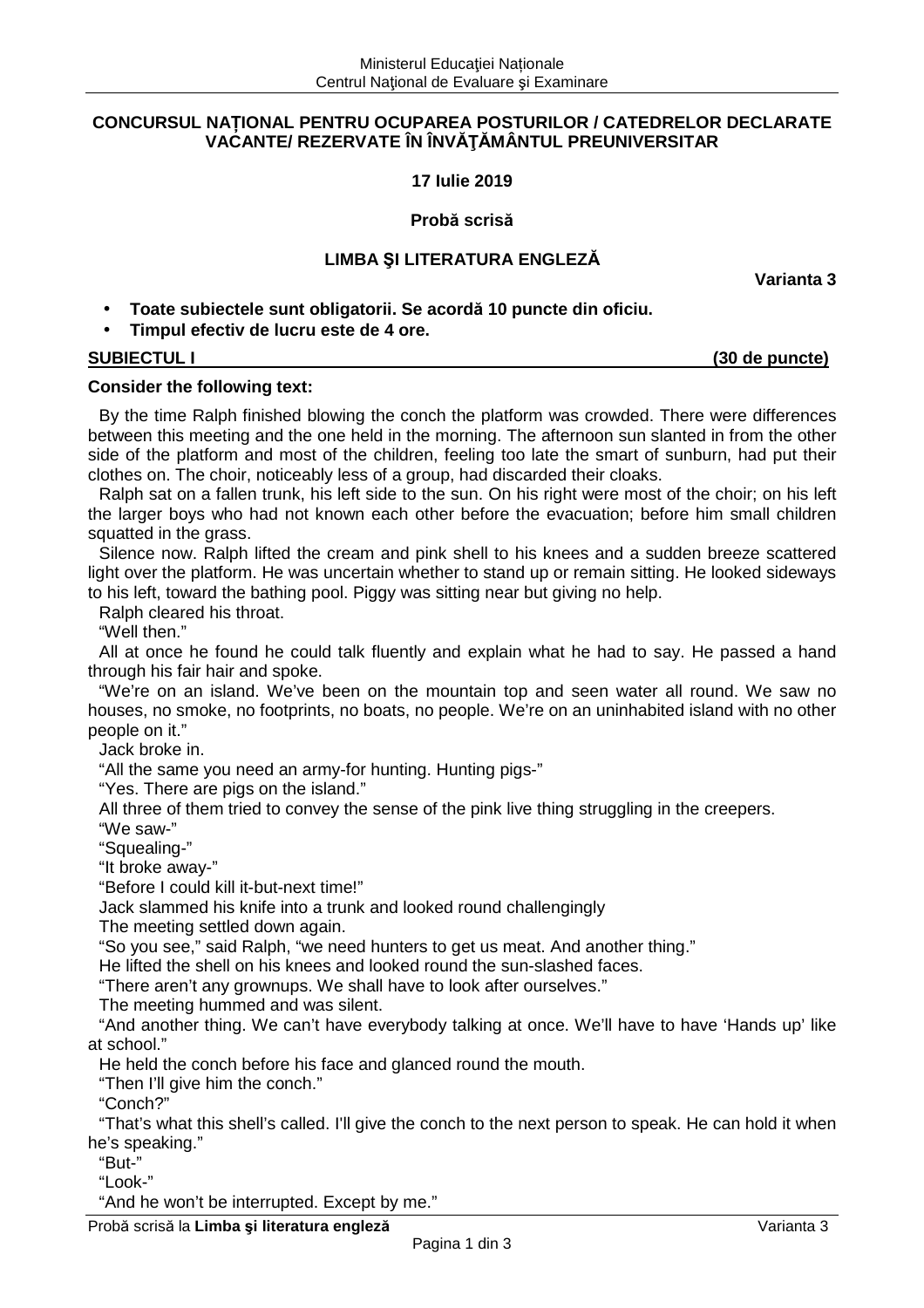**CONCURSUL NAȚIONAL PENTRU OCUPAREA POSTURILOR / CATEDRELOR DECLARATE VACANTE/ REZERVATE ÎN ÎNVĂŢĂMÂNTUL PREUNIVERSITAR**

**17 Iulie 2019**

**Probă scrisă**

**LIMBA ŞI LITERATURA ENGLEZĂ**

**Varianta 3**

- **Toate subiectele sunt obligatorii. Se acordă 10 puncte din oficiu.**
- **Timpul efectiv de lucru este de 4 ore.**

**SUBIECTUL I (30 de puncte)**

**Consider the following text:**

By the time Ralph finished blowing the conch the platform was crowded. There were differences between this meeting and the one held in the morning. The afternoon sun slanted in from the other side of the platform and most of the children, feeling too late the smart of sunburn, had put their clothes on. The choir, noticeably less of a group, had discarded their cloaks.

Ralph sat on a fallen trunk, his left side to the sun. On his right were most of the choir; on his left the larger boys who had not known each other before the evacuation; before him small children squatted in the grass.

Silence now. Ralph lifted the cream and pink shell to his knees and a sudden breeze scattered light over the platform. He was uncertain whether to stand up or remain sitting. He looked sideways to his left, toward the bathing pool. Piggy was sitting near but giving no help.

Ralph cleared his throat.

"Well then."

All at once he found he could talk fluently and explain what he had to say. He passed a hand through his fair hair and spoke.

"We're on an island. We've been on the mountain top and seen water all round. We saw no houses, no smoke, no footprints, no boats, no people. We're on an uninhabited island with no other people on it."

Jack broke in.

"All the same you need an army-for hunting. Hunting pigs-"

"Yes. There are pigs on the island."

All three of them tried to convey the sense of the pink live thing struggling in the creepers.

"We saw-"

"Squealing-"

"It broke away-"

"Before I could kill it-but-next time!"

Jack slammed his knife into a trunk and looked round challengingly

The meeting settled down again.

"So you see," said Ralph, "we need hunters to get us meat. And another thing."

He lifted the shell on his knees and looked round the sun-slashed faces.

"There aren't any grownups. We shall have to look after ourselves."

The meeting hummed and was silent.

"And another thing. We can't have everybody talking at once. We'll have to have 'Hands up' like at school."

He held the conch before his face and glanced round the mouth.

"Then I'll give him the conch."

"Conch?"

"That's what this shell's called. I'll give the conch to the next person to speak. He can hold it when he's speaking."

"But-"

"Look-"

"And he won't be interrupted. Except by me."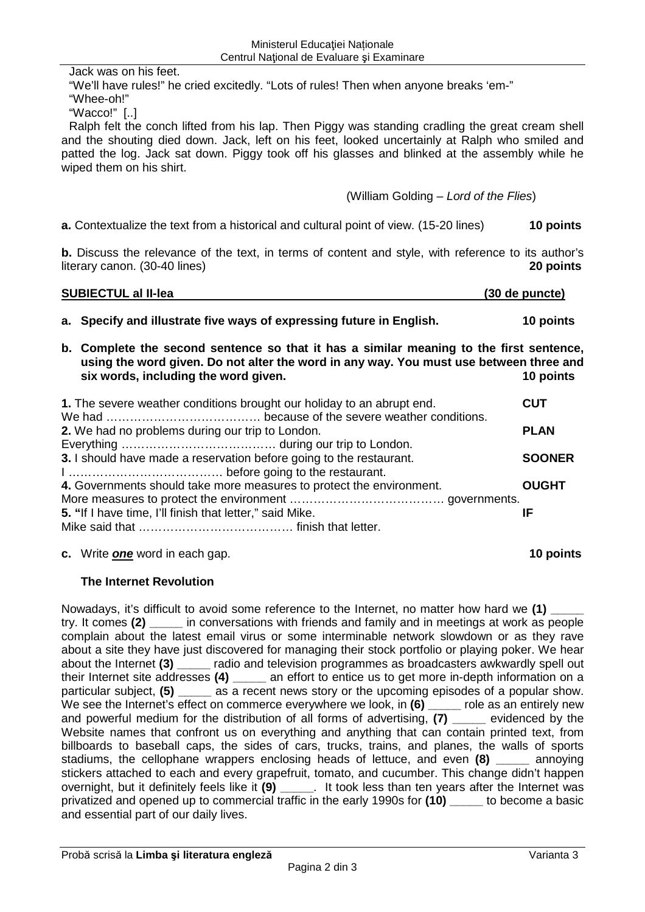Jack was on his feet.

"We'll have rules!" he cried excitedly. "Lots of rules! Then when anyone breaks 'em-"

"Whee-oh!"

"Wacco!" [..]

Ralph felt the conch lifted from his lap. Then Piggy was standing cradling the great cream shell and the shouting died down. Jack, left on his feet, looked uncertainly at Ralph who smiled and patted the log. Jack sat down. Piggy took off his glasses and blinked at the assembly while he wiped them on his shirt.

(William Golding – *Lord of the Flies*)

**a.** Contextualize the text from a historical and cultural point of view. (15-20 lines) **10 points**

**b.** Discuss the relevance of the text, in terms of content and style, with reference to its author's literary canon. (30-40 lines) **20 points**

## SUBIECTUL al II-lea (30 de puncte)

**a. Specify and illustrate five ways of expressing future in English. 10 points**

**b. Complete the second sentence so that it has a similar meaning to the first sentence, using the word given. Do not alter the word in any way. You must use between three and six words, including the word given. 10 points**

**1.** The severe weather conditions brought our holiday to an abrupt end. **CUT**
We had ………………………………… because of the severe weather conditions.

**2.** We had no problems during our trip to London. **PLAN**
Everything ………………………………… during our trip to London.

**3.** I should have made a reservation before going to the restaurant. **SOONER**
I ………………………………… before going to the restaurant.

**4.** Governments should take more measures to protect the environment. **OUGHT**
More measures to protect the environment ………………………………… governments.

**5.** "If I have time, I'll finish that letter," said Mike. **IF**
Mike said that ………………………………… finish that letter.

**c.** Write ***one*** word in each gap. **10 points**

**The Internet Revolution**

Nowadays, it's difficult to avoid some reference to the Internet, no matter how hard we **(1)** _____ try. It comes **(2)** _____ in conversations with friends and family and in meetings at work as people complain about the latest email virus or some interminable network slowdown or as they rave about a site they have just discovered for managing their stock portfolio or playing poker. We hear about the Internet **(3)** _____ radio and television programmes as broadcasters awkwardly spell out their Internet site addresses **(4)** _____ an effort to entice us to get more in-depth information on a particular subject, **(5)** _____ as a recent news story or the upcoming episodes of a popular show. We see the Internet's effect on commerce everywhere we look, in **(6)** _____ role as an entirely new and powerful medium for the distribution of all forms of advertising, **(7)** _____ evidenced by the Website names that confront us on everything and anything that can contain printed text, from billboards to baseball caps, the sides of cars, trucks, trains, and planes, the walls of sports stadiums, the cellophane wrappers enclosing heads of lettuce, and even **(8)** _____ annoying stickers attached to each and every grapefruit, tomato, and cucumber. This change didn't happen overnight, but it definitely feels like it **(9)** _____. It took less than ten years after the Internet was privatized and opened up to commercial traffic in the early 1990s for **(10)** _____ to become a basic and essential part of our daily lives.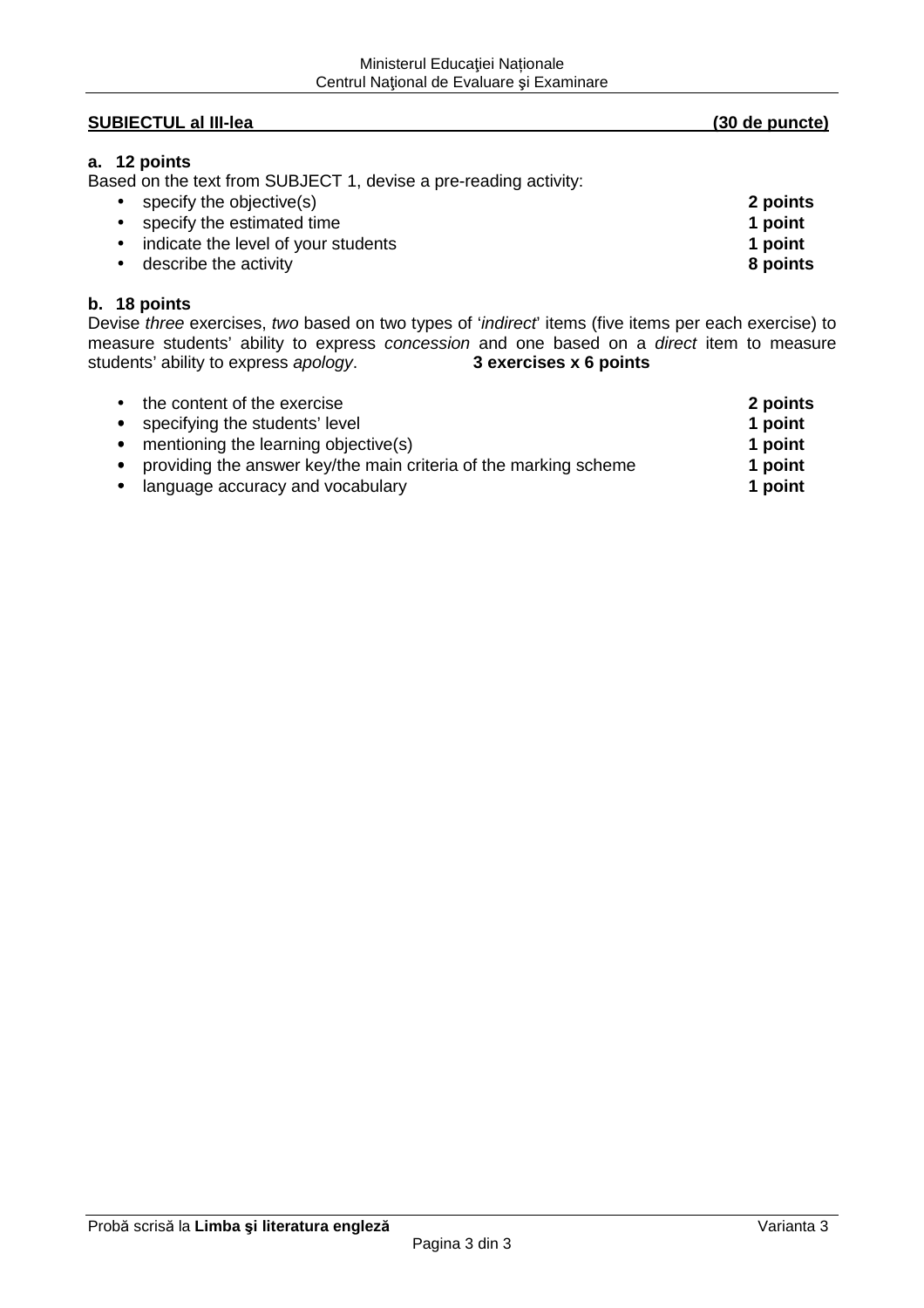**SUBIECTUL al III-lea (30 de puncte)**

**a. 12 points**

Based on the text from SUBJECT 1, devise a pre-reading activity:

- specify the objective(s) **2 points**
- specify the estimated time **1 point**
- indicate the level of your students **1 point**
- describe the activity **8 points**

**b. 18 points**

Devise *three* exercises, *two* based on two types of '*indirect*' items (five items per each exercise) to measure students' ability to express *concession* and one based on a *direct* item to measure students' ability to express *apology*. **3 exercises x 6 points**

- the content of the exercise **2 points**
- specifying the students' level **1 point**
- mentioning the learning objective(s) **1 point**
- providing the answer key/the main criteria of the marking scheme **1 point**
- language accuracy and vocabulary **1 point**